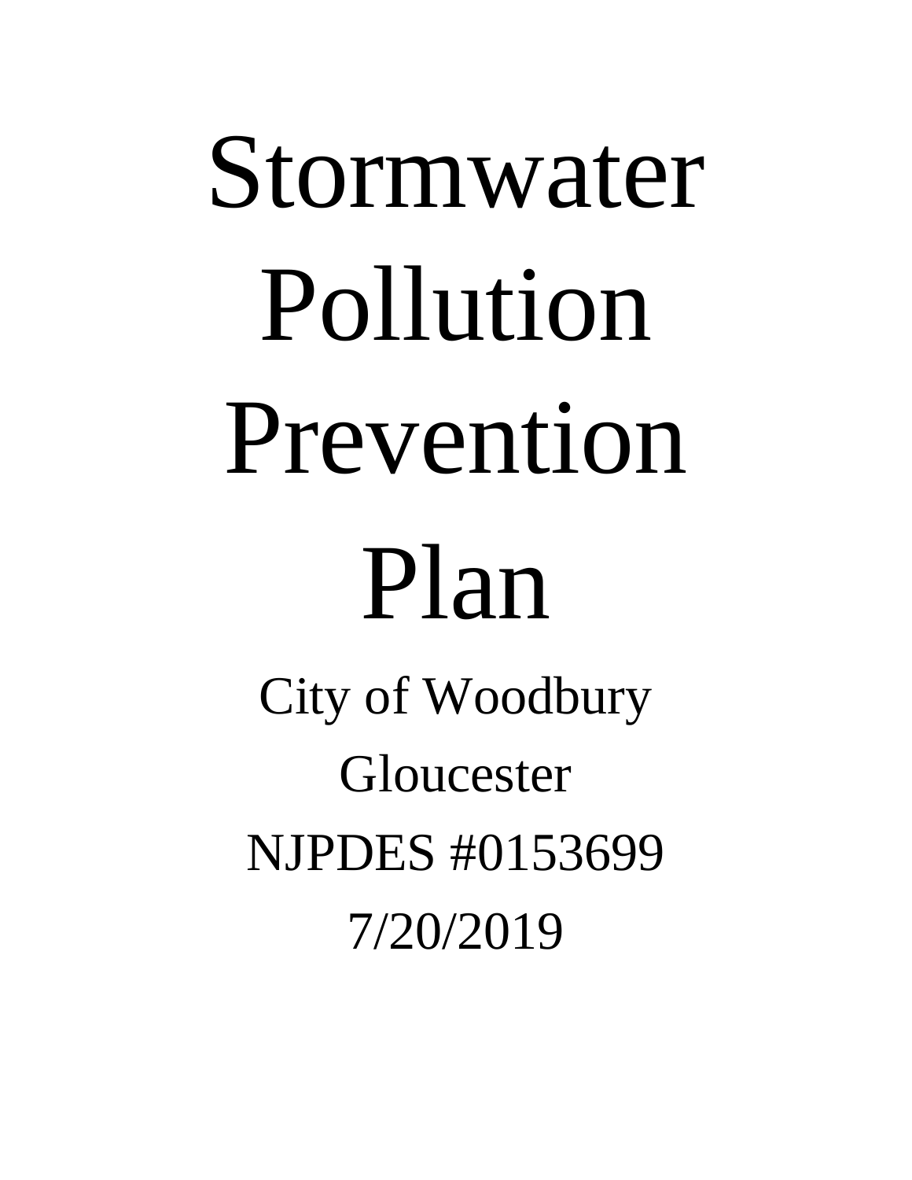# Stormwater Pollution Prevention Plan

City of Woodbury

Gloucester

NJPDES #0153699

7/20/2019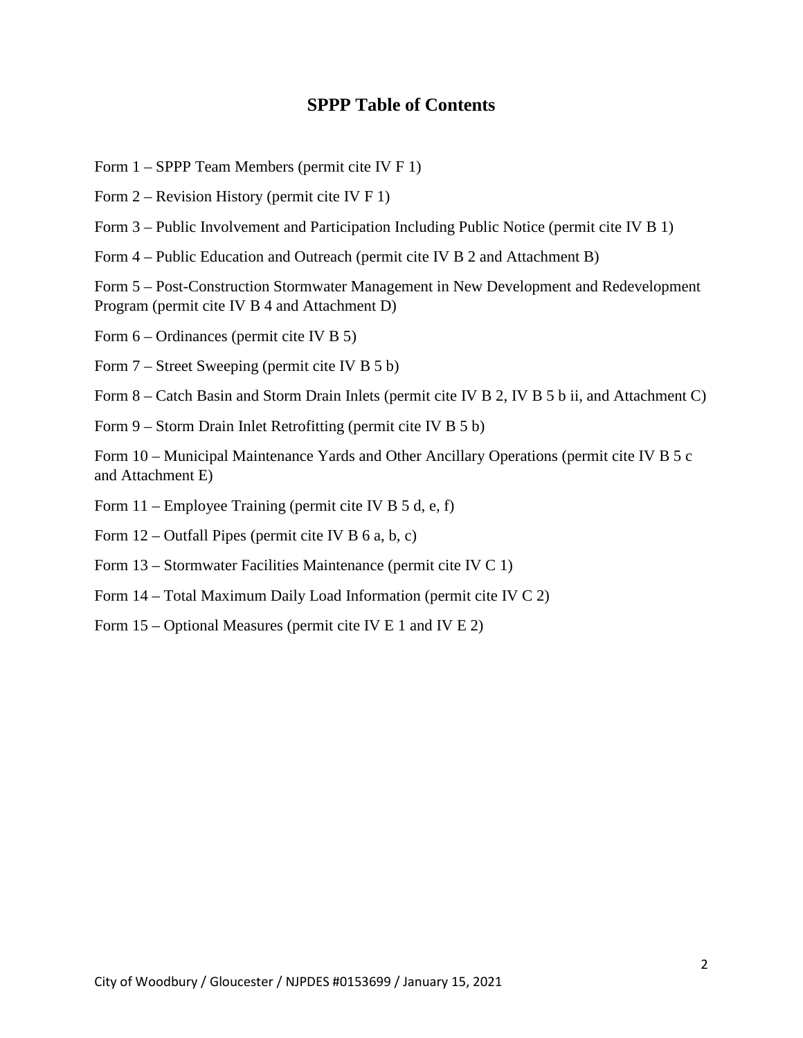# SPPP Table of Contents

Form 1 – SPPP Team Members (permit cite IV F 1)

Form 2 – Revision History (permit cite IV F 1)

Form 3 – Public Involvement and Participation Including Public Notice (permit cite IV B 1)

Form 4 – Public Education and Outreach (permit cite IV B 2 and Attachment B)

Form 5 – Post-Construction Stormwater Management in New Development and Redevelopment Program (permit cite IV B 4 and Attachment D)

Form 6 – Ordinances (permit cite IV B 5)

Form 7 – Street Sweeping (permit cite IV B 5 b)

Form 8 – Catch Basin and Storm Drain Inlets (permit cite IV B 2, IV B 5 b ii, and Attachment C)

Form 9 – Storm Drain Inlet Retrofitting (permit cite IV B 5 b)

Form 10 – Municipal Maintenance Yards and Other Ancillary Operations (permit cite IV B 5 c and Attachment E)

Form 11 – Employee Training (permit cite IV B 5 d, e, f)

Form 12 – Outfall Pipes (permit cite IV B 6 a, b, c)

Form 13 – Stormwater Facilities Maintenance (permit cite IV C 1)

Form 14 – Total Maximum Daily Load Information (permit cite IV C 2)

Form 15 – Optional Measures (permit cite IV E 1 and IV E 2)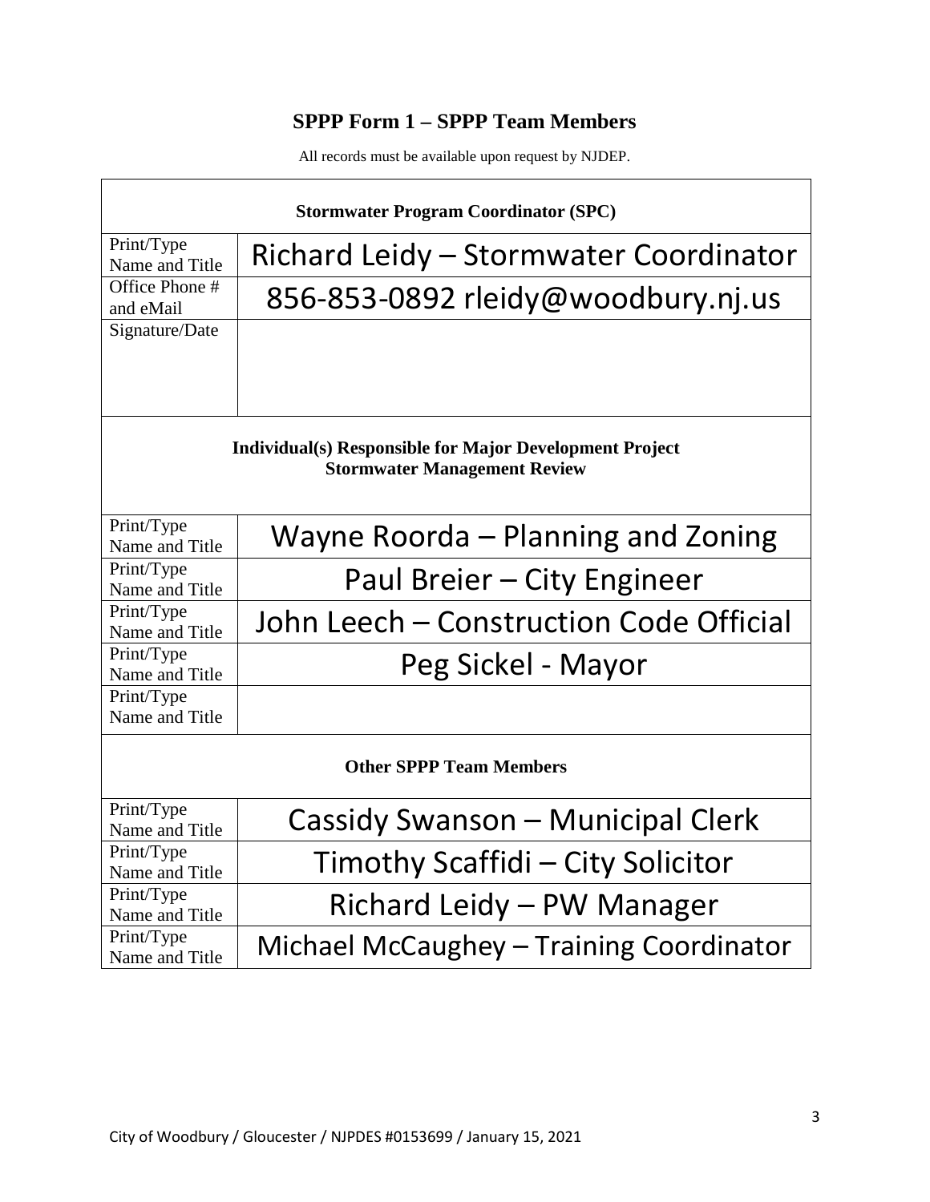## SPPP Form 1 – SPPP Team Members

All records must be available upon request by NJDEP.

| Stormwater Program Coordinator (SPC) | |
|---|---|
| Print/Type Name and Title | Richard Leidy – Stormwater Coordinator |
| Office Phone # and eMail | 856-853-0892 rleidy@woodbury.nj.us |
| Signature/Date | |
| **Individual(s) Responsible for Major Development Project Stormwater Management Review** | |
| Print/Type Name and Title | Wayne Roorda – Planning and Zoning |
| Print/Type Name and Title | Paul Breier – City Engineer |
| Print/Type Name and Title | John Leech – Construction Code Official |
| Print/Type Name and Title | Peg Sickel - Mayor |
| Print/Type Name and Title | |
| **Other SPPP Team Members** | |
| Print/Type Name and Title | Cassidy Swanson – Municipal Clerk |
| Print/Type Name and Title | Timothy Scaffidi – City Solicitor |
| Print/Type Name and Title | Richard Leidy – PW Manager |
| Print/Type Name and Title | Michael McCaughey – Training Coordinator |

City of Woodbury / Gloucester / NJPDES #0153699 / January 15, 2021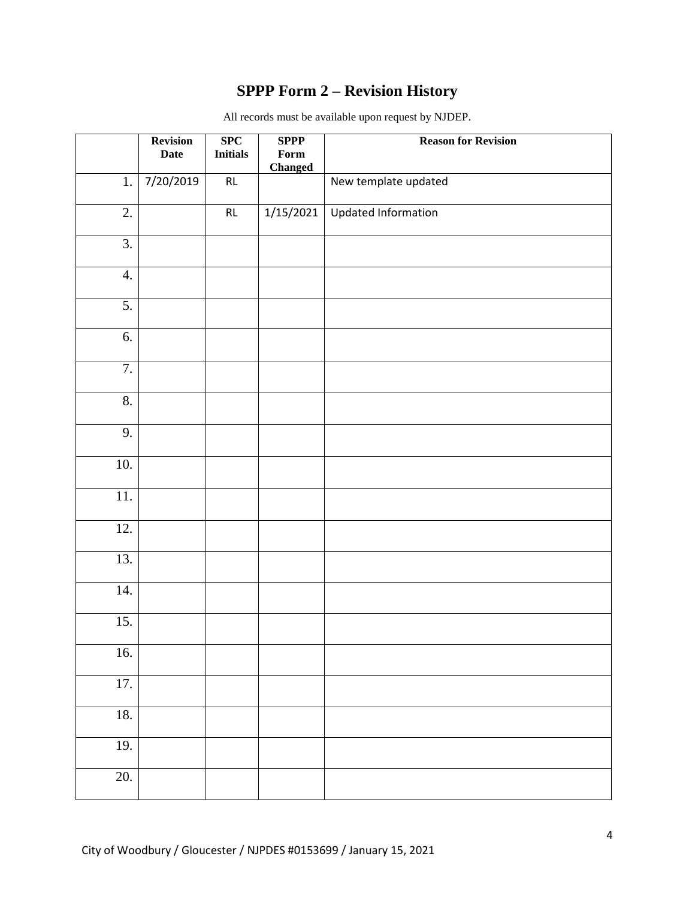## SPPP Form 2 – Revision History

All records must be available upon request by NJDEP.

| | Revision Date | SPC Initials | SPPP Form Changed | Reason for Revision |
|---|---|---|---|---|
| 1. | 7/20/2019 | RL | | New template updated |
| 2. | | RL | 1/15/2021 | Updated Information |
| 3. | | | | |
| 4. | | | | |
| 5. | | | | |
| 6. | | | | |
| 7. | | | | |
| 8. | | | | |
| 9. | | | | |
| 10. | | | | |
| 11. | | | | |
| 12. | | | | |
| 13. | | | | |
| 14. | | | | |
| 15. | | | | |
| 16. | | | | |
| 17. | | | | |
| 18. | | | | |
| 19. | | | | |
| 20. | | | | |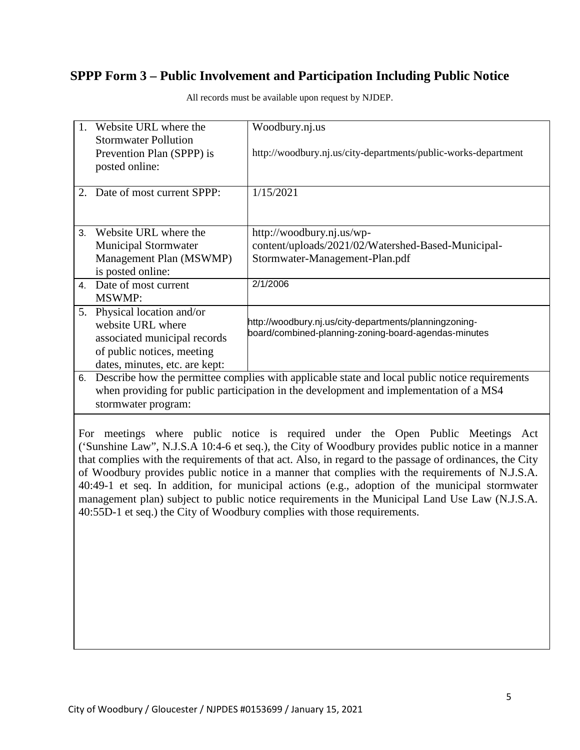## SPPP Form 3 – Public Involvement and Participation Including Public Notice

All records must be available upon request by NJDEP.

| | |
|---|---|
| 1. Website URL where the Stormwater Pollution Prevention Plan (SPPP) is posted online: | Woodbury.nj.us<br><br>http://woodbury.nj.us/city-departments/public-works-department |
| 2. Date of most current SPPP: | 1/15/2021 |
| 3. Website URL where the Municipal Stormwater Management Plan (MSWMP) is posted online: | http://woodbury.nj.us/wp-content/uploads/2021/02/Watershed-Based-Municipal-Stormwater-Management-Plan.pdf |
| 4. Date of most current MSWMP: | 2/1/2006 |
| 5. Physical location and/or website URL where associated municipal records of public notices, meeting dates, minutes, etc. are kept: | http://woodbury.nj.us/city-departments/planningzoning-board/combined-planning-zoning-board-agendas-minutes |

6. Describe how the permittee complies with applicable state and local public notice requirements when providing for public participation in the development and implementation of a MS4 stormwater program:

For meetings where public notice is required under the Open Public Meetings Act ('Sunshine Law", N.J.S.A 10:4-6 et seq.), the City of Woodbury provides public notice in a manner that complies with the requirements of that act. Also, in regard to the passage of ordinances, the City of Woodbury provides public notice in a manner that complies with the requirements of N.J.S.A. 40:49-1 et seq. In addition, for municipal actions (e.g., adoption of the municipal stormwater management plan) subject to public notice requirements in the Municipal Land Use Law (N.J.S.A. 40:55D-1 et seq.) the City of Woodbury complies with those requirements.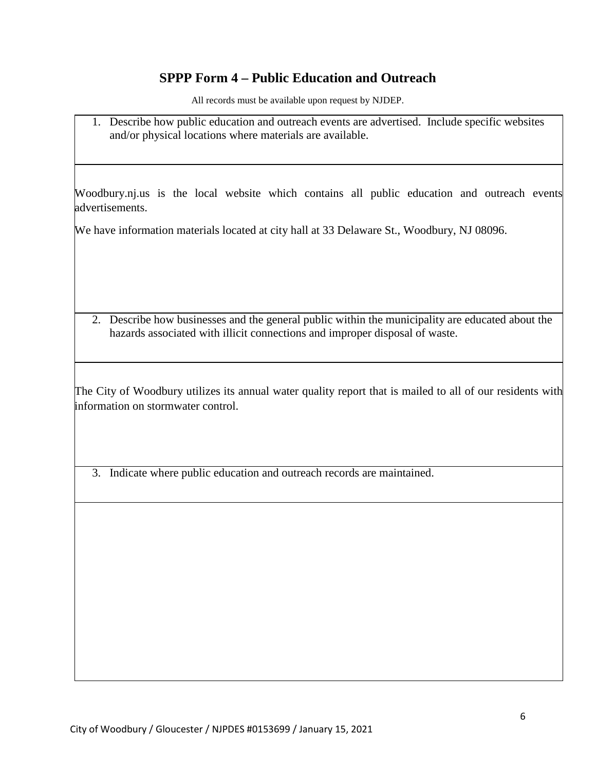# SPPP Form 4 – Public Education and Outreach

All records must be available upon request by NJDEP.

1. Describe how public education and outreach events are advertised. Include specific websites and/or physical locations where materials are available.

Woodbury.nj.us is the local website which contains all public education and outreach events advertisements.

We have information materials located at city hall at 33 Delaware St., Woodbury, NJ 08096.

2. Describe how businesses and the general public within the municipality are educated about the hazards associated with illicit connections and improper disposal of waste.

The City of Woodbury utilizes its annual water quality report that is mailed to all of our residents with information on stormwater control.

3. Indicate where public education and outreach records are maintained.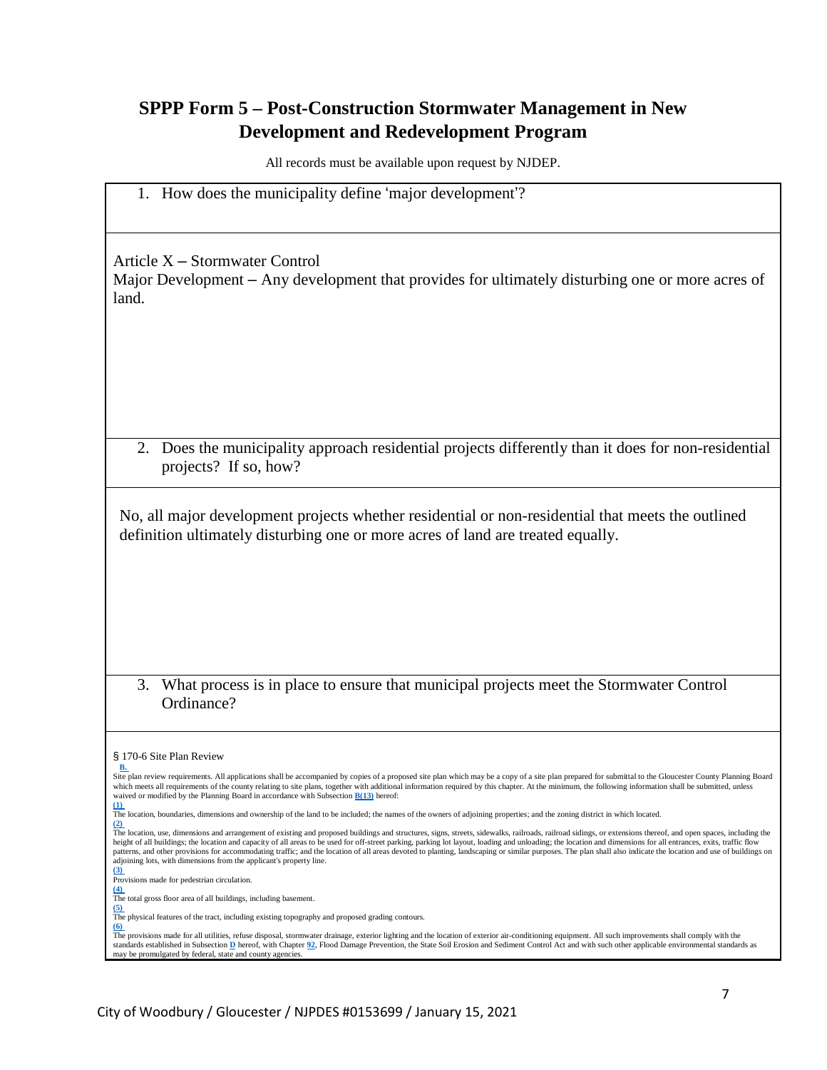## SPPP Form 5 – Post-Construction Stormwater Management in New Development and Redevelopment Program

All records must be available upon request by NJDEP.

1. How does the municipality define 'major development'?

Article X – Stormwater Control
Major Development – Any development that provides for ultimately disturbing one or more acres of land.

2. Does the municipality approach residential projects differently than it does for non-residential projects? If so, how?

No, all major development projects whether residential or non-residential that meets the outlined definition ultimately disturbing one or more acres of land are treated equally.

3. What process is in place to ensure that municipal projects meet the Stormwater Control Ordinance?

§ 170-6 Site Plan Review

B.
Site plan review requirements. All applications shall be accompanied by copies of a proposed site plan which may be a copy of a site plan prepared for submittal to the Gloucester County Planning Board which meets all requirements of the county relating to site plans, together with additional information required by this chapter. At the minimum, the following information shall be submitted, unless waived or modified by the Planning Board in accordance with Subsection B(13) hereof:

(1)
The location, boundaries, dimensions and ownership of the land to be included; the names of the owners of adjoining properties; and the zoning district in which located.

(2)
The location, use, dimensions and arrangement of existing and proposed buildings and structures, signs, streets, sidewalks, railroads, railroad sidings, or extensions thereof, and open spaces, including the height of all buildings; the location and capacity of all areas to be used for off-street parking, parking lot layout, loading and unloading; the location and dimensions for all entrances, exits, traffic flow patterns, and other provisions for accommodating traffic; and the location of all areas devoted to planting, landscaping or similar purposes. The plan shall also indicate the location and use of buildings on adjoining lots, with dimensions from the applicant's property line.

(3)
Provisions made for pedestrian circulation.

(4)
The total gross floor area of all buildings, including basement.

(5)
The physical features of the tract, including existing topography and proposed grading contours.

(6)
The provisions made for all utilities, refuse disposal, stormwater drainage, exterior lighting and the location of exterior air-conditioning equipment. All such improvements shall comply with the standards established in Subsection D hereof, with Chapter 92, Flood Damage Prevention, the State Soil Erosion and Sediment Control Act and with such other applicable environmental standards as may be promulgated by federal, state and county agencies.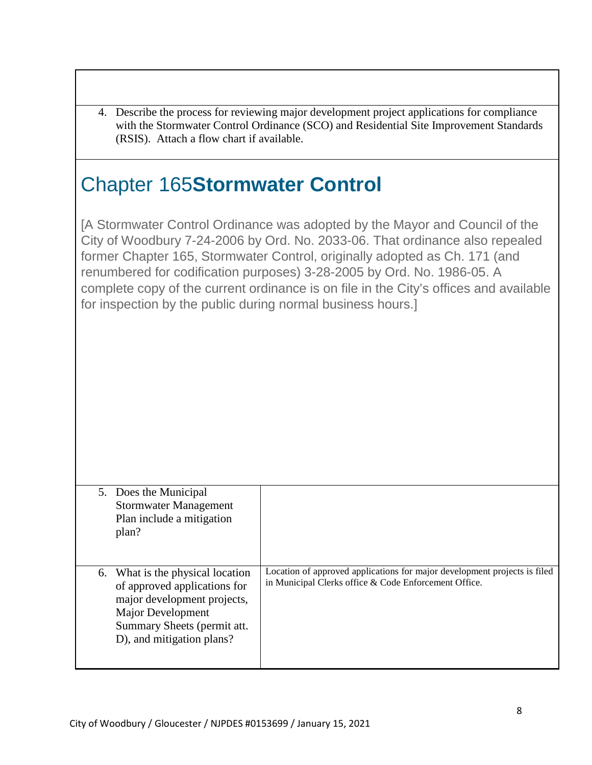4. Describe the process for reviewing major development project applications for compliance with the Stormwater Control Ordinance (SCO) and Residential Site Improvement Standards (RSIS). Attach a flow chart if available.

# Chapter 165 **Stormwater Control**

[A Stormwater Control Ordinance was adopted by the Mayor and Council of the City of Woodbury 7-24-2006 by Ord. No. 2033-06. That ordinance also repealed former Chapter 165, Stormwater Control, originally adopted as Ch. 171 (and renumbered for codification purposes) 3-28-2005 by Ord. No. 1986-05. A complete copy of the current ordinance is on file in the City's offices and available for inspection by the public during normal business hours.]

| | |
|---|---|
| 5. Does the Municipal Stormwater Management Plan include a mitigation plan? | |
| 6. What is the physical location of approved applications for major development projects, Major Development Summary Sheets (permit att. D), and mitigation plans? | Location of approved applications for major development projects is filed in Municipal Clerks office & Code Enforcement Office. |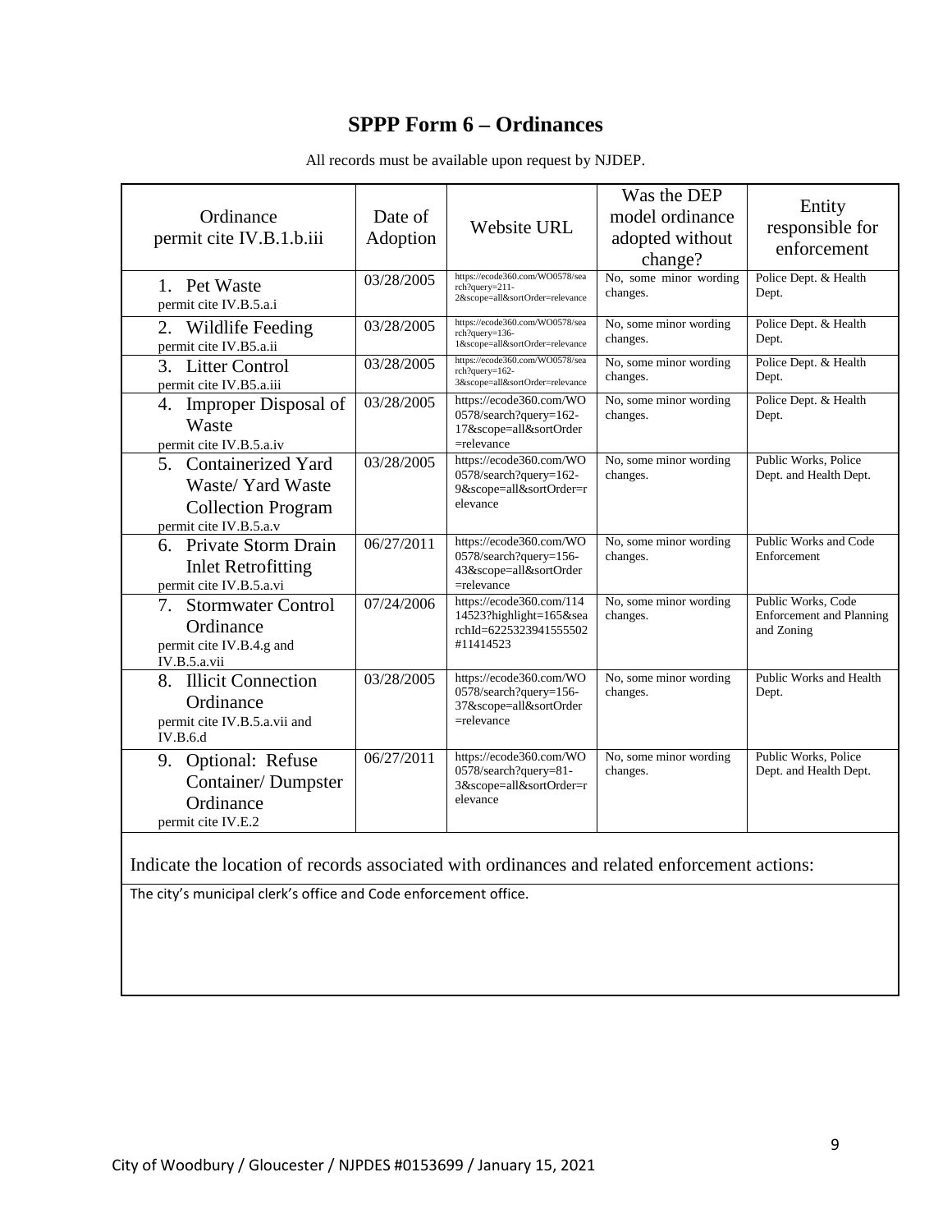# SPPP Form 6 – Ordinances

All records must be available upon request by NJDEP.

| Ordinance permit cite IV.B.1.b.iii | Date of Adoption | Website URL | Was the DEP model ordinance adopted without change? | Entity responsible for enforcement |
|---|---|---|---|---|
| 1. Pet Waste<br>permit cite IV.B.5.a.i | 03/28/2005 | https://ecode360.com/WO0578/search?query=211-2&scope=all&sortOrder=relevance | No, some minor wording changes. | Police Dept. & Health Dept. |
| 2. Wildlife Feeding<br>permit cite IV.B5.a.ii | 03/28/2005 | https://ecode360.com/WO0578/search?query=136-1&scope=all&sortOrder=relevance | No, some minor wording changes. | Police Dept. & Health Dept. |
| 3. Litter Control<br>permit cite IV.B5.a.iii | 03/28/2005 | https://ecode360.com/WO0578/search?query=162-3&scope=all&sortOrder=relevance | No, some minor wording changes. | Police Dept. & Health Dept. |
| 4. Improper Disposal of Waste<br>permit cite IV.B.5.a.iv | 03/28/2005 | https://ecode360.com/WO0578/search?query=162-17&scope=all&sortOrder=relevance | No, some minor wording changes. | Police Dept. & Health Dept. |
| 5. Containerized Yard Waste/ Yard Waste Collection Program<br>permit cite IV.B.5.a.v | 03/28/2005 | https://ecode360.com/WO0578/search?query=162-9&scope=all&sortOrder=relevance | No, some minor wording changes. | Public Works, Police Dept. and Health Dept. |
| 6. Private Storm Drain Inlet Retrofitting<br>permit cite IV.B.5.a.vi | 06/27/2011 | https://ecode360.com/WO0578/search?query=156-43&scope=all&sortOrder=relevance | No, some minor wording changes. | Public Works and Code Enforcement |
| 7. Stormwater Control Ordinance<br>permit cite IV.B.4.g and IV.B.5.a.vii | 07/24/2006 | https://ecode360.com/11414523?highlight=165&searchId=6225323941555502#11414523 | No, some minor wording changes. | Public Works, Code Enforcement and Planning and Zoning |
| 8. Illicit Connection Ordinance<br>permit cite IV.B.5.a.vii and IV.B.6.d | 03/28/2005 | https://ecode360.com/WO0578/search?query=156-37&scope=all&sortOrder=relevance | No, some minor wording changes. | Public Works and Health Dept. |
| 9. Optional: Refuse Container/ Dumpster Ordinance<br>permit cite IV.E.2 | 06/27/2011 | https://ecode360.com/WO0578/search?query=81-3&scope=all&sortOrder=relevance | No, some minor wording changes. | Public Works, Police Dept. and Health Dept. |

Indicate the location of records associated with ordinances and related enforcement actions:

The city's municipal clerk's office and Code enforcement office.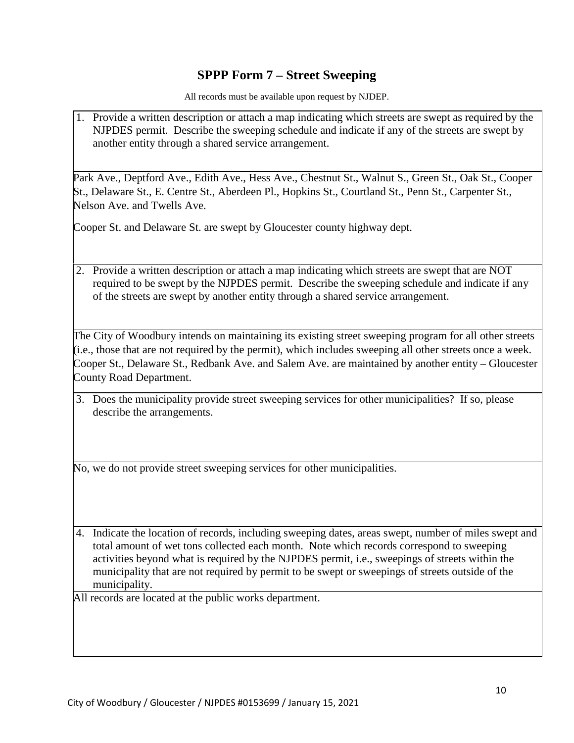# SPPP Form 7 – Street Sweeping

All records must be available upon request by NJDEP.

1. Provide a written description or attach a map indicating which streets are swept as required by the NJPDES permit. Describe the sweeping schedule and indicate if any of the streets are swept by another entity through a shared service arrangement.

Park Ave., Deptford Ave., Edith Ave., Hess Ave., Chestnut St., Walnut S., Green St., Oak St., Cooper St., Delaware St., E. Centre St., Aberdeen Pl., Hopkins St., Courtland St., Penn St., Carpenter St., Nelson Ave. and Twells Ave.

Cooper St. and Delaware St. are swept by Gloucester county highway dept.

2. Provide a written description or attach a map indicating which streets are swept that are NOT required to be swept by the NJPDES permit. Describe the sweeping schedule and indicate if any of the streets are swept by another entity through a shared service arrangement.

The City of Woodbury intends on maintaining its existing street sweeping program for all other streets (i.e., those that are not required by the permit), which includes sweeping all other streets once a week. Cooper St., Delaware St., Redbank Ave. and Salem Ave. are maintained by another entity – Gloucester County Road Department.

3. Does the municipality provide street sweeping services for other municipalities? If so, please describe the arrangements.

No, we do not provide street sweeping services for other municipalities.

4. Indicate the location of records, including sweeping dates, areas swept, number of miles swept and total amount of wet tons collected each month. Note which records correspond to sweeping activities beyond what is required by the NJPDES permit, i.e., sweepings of streets within the municipality that are not required by permit to be swept or sweepings of streets outside of the municipality.

All records are located at the public works department.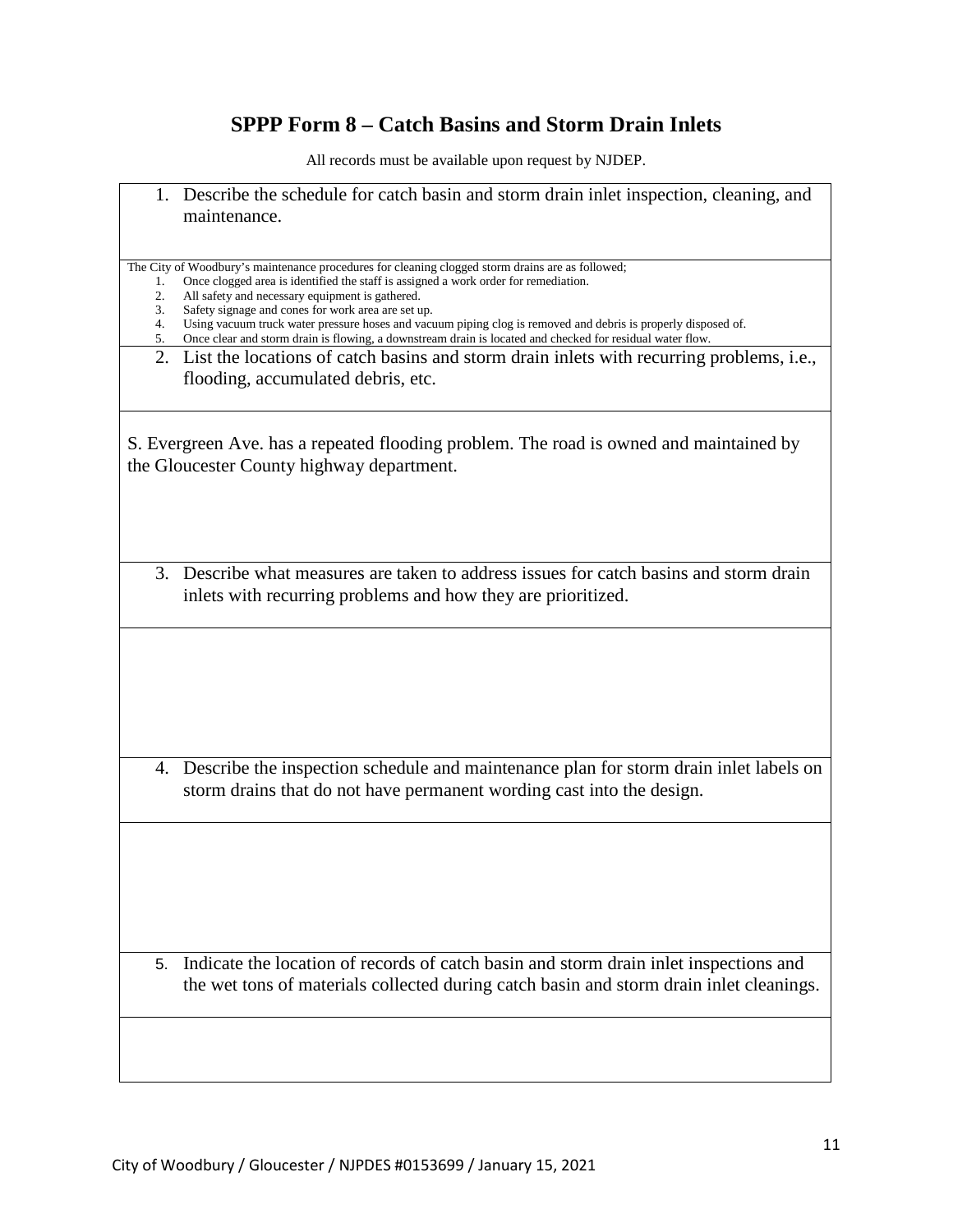# SPPP Form 8 – Catch Basins and Storm Drain Inlets

All records must be available upon request by NJDEP.

1. Describe the schedule for catch basin and storm drain inlet inspection, cleaning, and maintenance.

The City of Woodbury's maintenance procedures for cleaning clogged storm drains are as followed;

1. Once clogged area is identified the staff is assigned a work order for remediation.
2. All safety and necessary equipment is gathered.
3. Safety signage and cones for work area are set up.
4. Using vacuum truck water pressure hoses and vacuum piping clog is removed and debris is properly disposed of.
5. Once clear and storm drain is flowing, a downstream drain is located and checked for residual water flow.

2. List the locations of catch basins and storm drain inlets with recurring problems, i.e., flooding, accumulated debris, etc.

S. Evergreen Ave. has a repeated flooding problem. The road is owned and maintained by the Gloucester County highway department.

3. Describe what measures are taken to address issues for catch basins and storm drain inlets with recurring problems and how they are prioritized.

4. Describe the inspection schedule and maintenance plan for storm drain inlet labels on storm drains that do not have permanent wording cast into the design.

5. Indicate the location of records of catch basin and storm drain inlet inspections and the wet tons of materials collected during catch basin and storm drain inlet cleanings.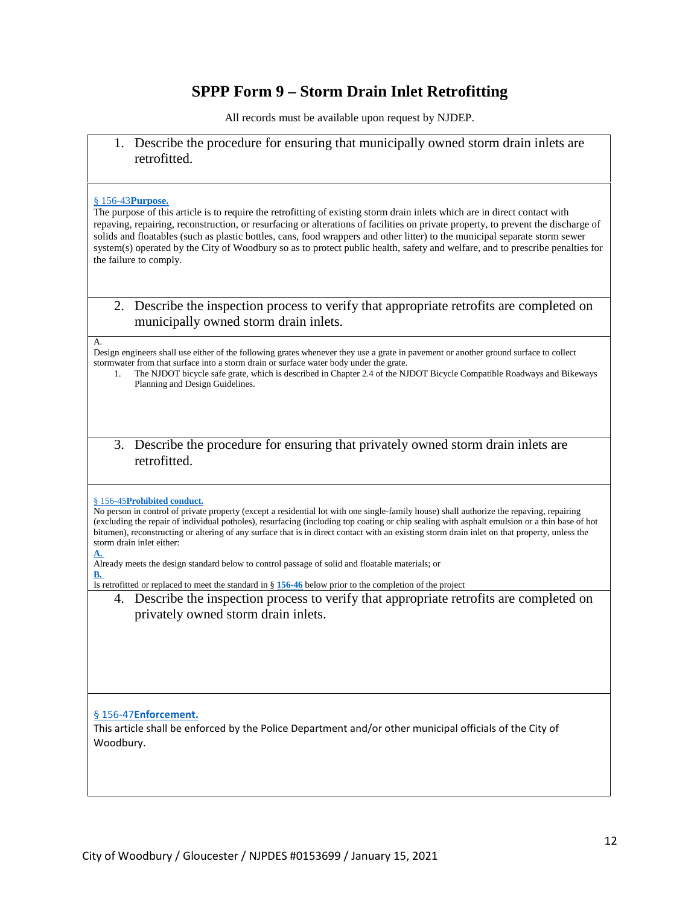# SPPP Form 9 – Storm Drain Inlet Retrofitting

All records must be available upon request by NJDEP.

1. Describe the procedure for ensuring that municipally owned storm drain inlets are retrofitted.

§ 156-43 **Purpose.**

The purpose of this article is to require the retrofitting of existing storm drain inlets which are in direct contact with repaving, repairing, reconstruction, or resurfacing or alterations of facilities on private property, to prevent the discharge of solids and floatables (such as plastic bottles, cans, food wrappers and other litter) to the municipal separate storm sewer system(s) operated by the City of Woodbury so as to protect public health, safety and welfare, and to prescribe penalties for the failure to comply.

2. Describe the inspection process to verify that appropriate retrofits are completed on municipally owned storm drain inlets.

A.

Design engineers shall use either of the following grates whenever they use a grate in pavement or another ground surface to collect stormwater from that surface into a storm drain or surface water body under the grate.

1. The NJDOT bicycle safe grate, which is described in Chapter 2.4 of the NJDOT Bicycle Compatible Roadways and Bikeways Planning and Design Guidelines.

3. Describe the procedure for ensuring that privately owned storm drain inlets are retrofitted.

§ 156-45 **Prohibited conduct.**

No person in control of private property (except a residential lot with one single-family house) shall authorize the repaving, repairing (excluding the repair of individual potholes), resurfacing (including top coating or chip sealing with asphalt emulsion or a thin base of hot bitumen), reconstructing or altering of any surface that is in direct contact with an existing storm drain inlet on that property, unless the storm drain inlet either:

**A.**

Already meets the design standard below to control passage of solid and floatable materials; or

**B.**

Is retrofitted or replaced to meet the standard in § **156-46** below prior to the completion of the project

4. Describe the inspection process to verify that appropriate retrofits are completed on privately owned storm drain inlets.

§ 156-47 **Enforcement.**

This article shall be enforced by the Police Department and/or other municipal officials of the City of Woodbury.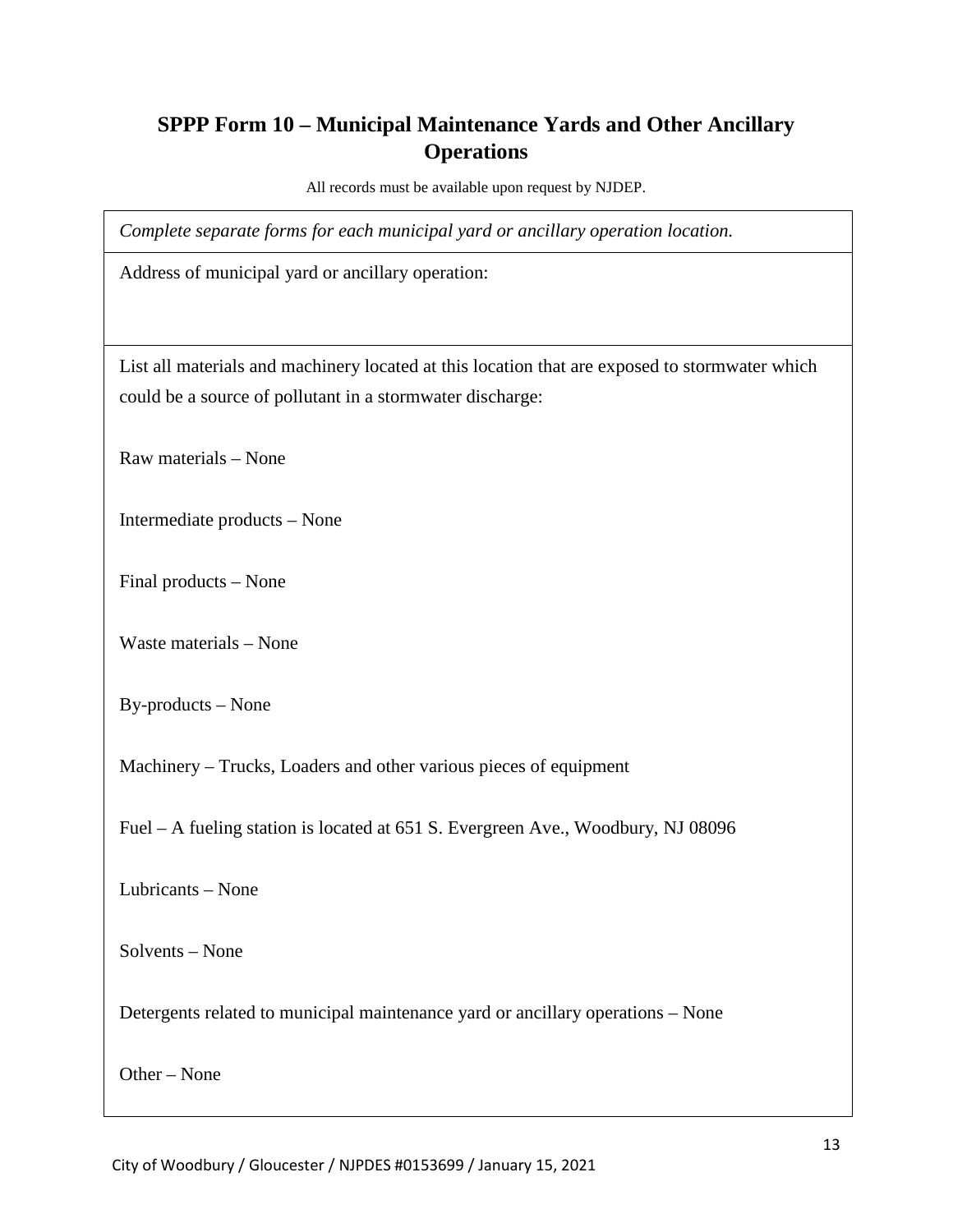## SPPP Form 10 – Municipal Maintenance Yards and Other Ancillary Operations

All records must be available upon request by NJDEP.

*Complete separate forms for each municipal yard or ancillary operation location.*

Address of municipal yard or ancillary operation:

List all materials and machinery located at this location that are exposed to stormwater which could be a source of pollutant in a stormwater discharge:

Raw materials – None

Intermediate products – None

Final products – None

Waste materials – None

By-products – None

Machinery – Trucks, Loaders and other various pieces of equipment

Fuel – A fueling station is located at 651 S. Evergreen Ave., Woodbury, NJ 08096

Lubricants – None

Solvents – None

Detergents related to municipal maintenance yard or ancillary operations – None

Other – None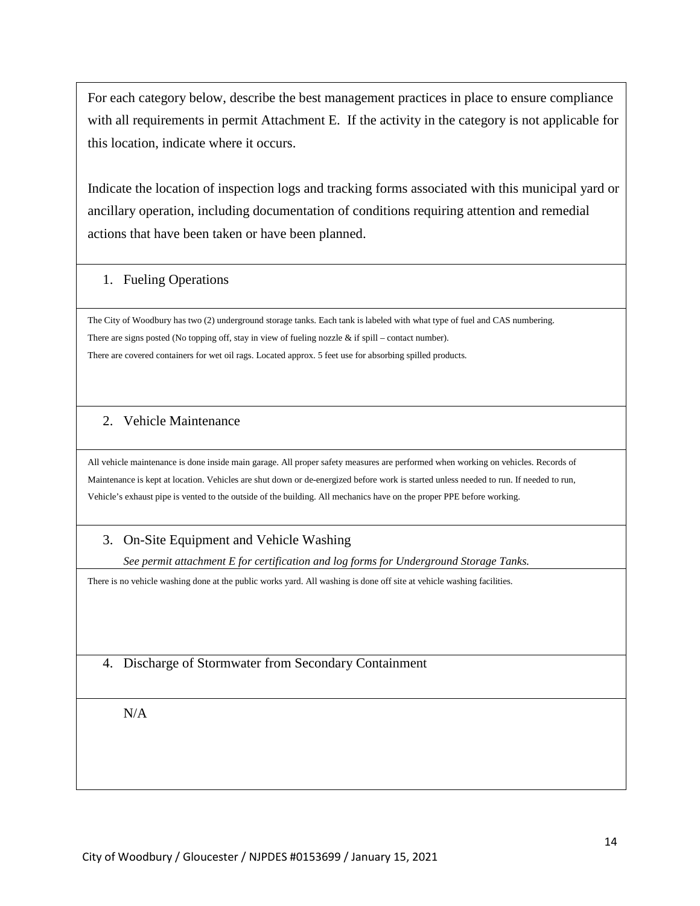For each category below, describe the best management practices in place to ensure compliance with all requirements in permit Attachment E. If the activity in the category is not applicable for this location, indicate where it occurs.

Indicate the location of inspection logs and tracking forms associated with this municipal yard or ancillary operation, including documentation of conditions requiring attention and remedial actions that have been taken or have been planned.

1. Fueling Operations

The City of Woodbury has two (2) underground storage tanks. Each tank is labeled with what type of fuel and CAS numbering.
There are signs posted (No topping off, stay in view of fueling nozzle & if spill – contact number).
There are covered containers for wet oil rags. Located approx. 5 feet use for absorbing spilled products.

2. Vehicle Maintenance

All vehicle maintenance is done inside main garage. All proper safety measures are performed when working on vehicles. Records of Maintenance is kept at location. Vehicles are shut down or de-energized before work is started unless needed to run. If needed to run, Vehicle's exhaust pipe is vented to the outside of the building. All mechanics have on the proper PPE before working.

3. On-Site Equipment and Vehicle Washing

*See permit attachment E for certification and log forms for Underground Storage Tanks.*

There is no vehicle washing done at the public works yard. All washing is done off site at vehicle washing facilities.

4. Discharge of Stormwater from Secondary Containment

N/A

City of Woodbury / Gloucester / NJPDES #0153699 / January 15, 2021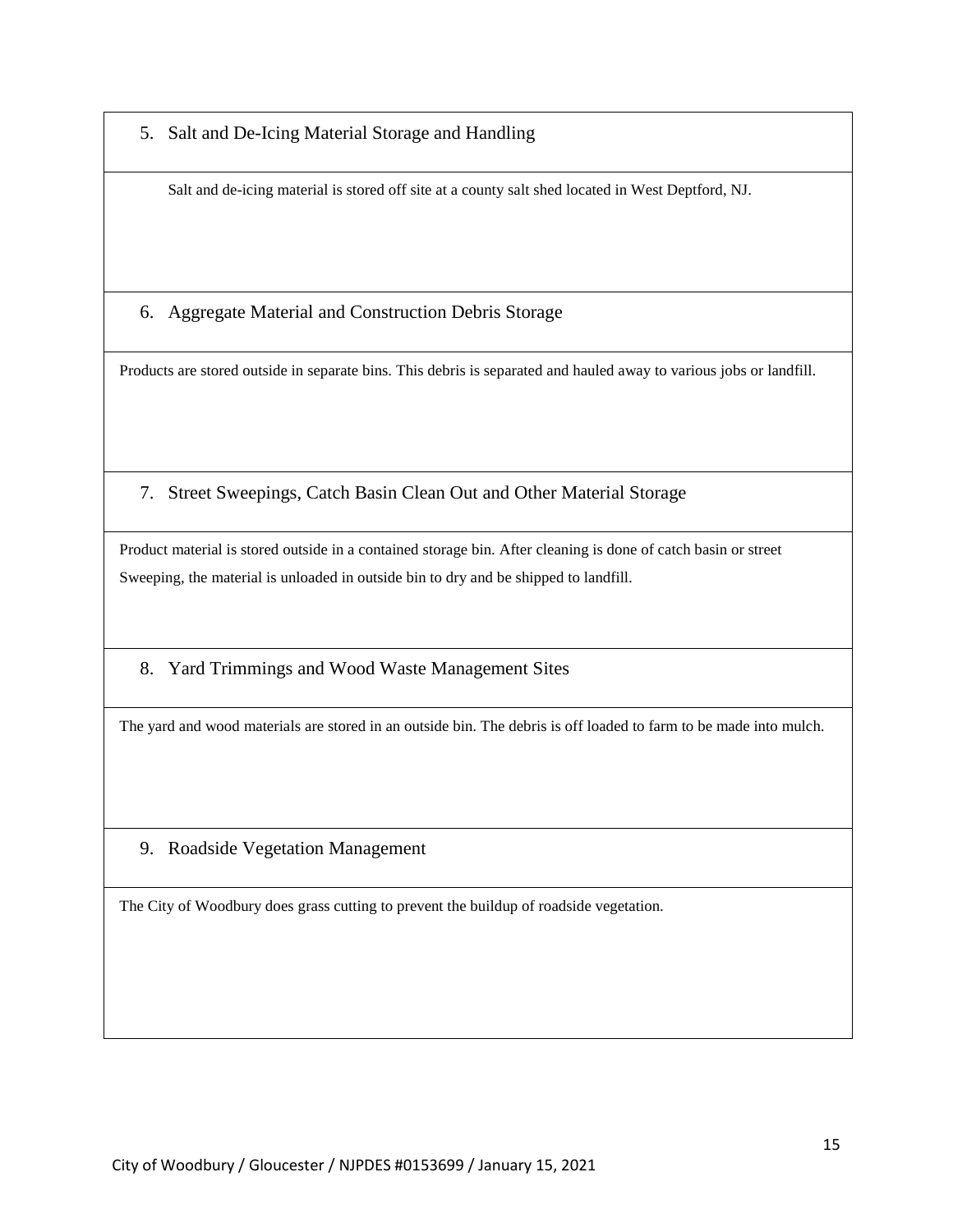5. Salt and De-Icing Material Storage and Handling

Salt and de-icing material is stored off site at a county salt shed located in West Deptford, NJ.

6. Aggregate Material and Construction Debris Storage

Products are stored outside in separate bins. This debris is separated and hauled away to various jobs or landfill.

7. Street Sweepings, Catch Basin Clean Out and Other Material Storage

Product material is stored outside in a contained storage bin. After cleaning is done of catch basin or street Sweeping, the material is unloaded in outside bin to dry and be shipped to landfill.

8. Yard Trimmings and Wood Waste Management Sites

The yard and wood materials are stored in an outside bin. The debris is off loaded to farm to be made into mulch.

9. Roadside Vegetation Management

The City of Woodbury does grass cutting to prevent the buildup of roadside vegetation.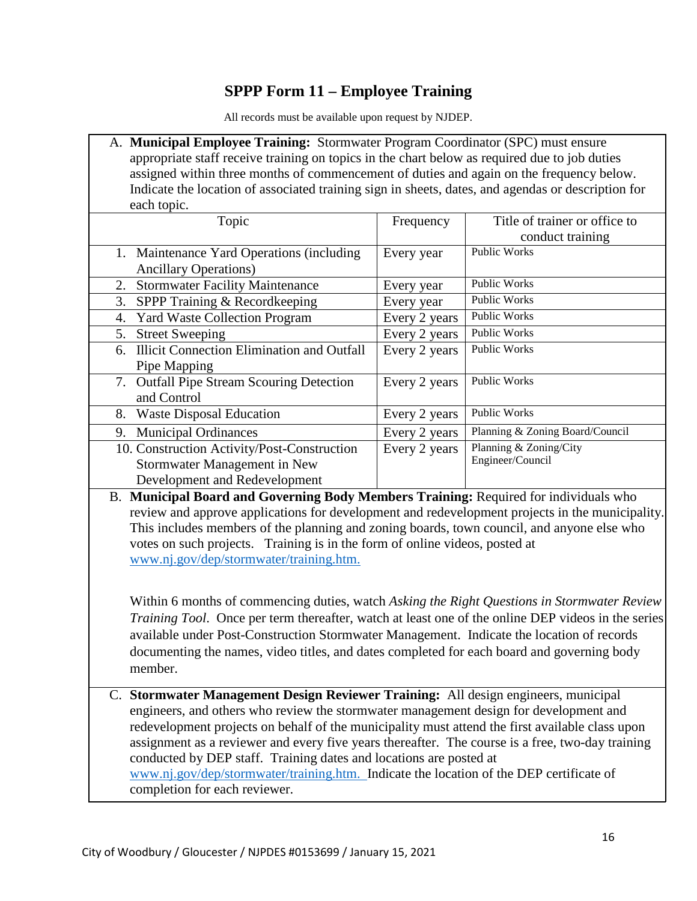# SPPP Form 11 – Employee Training

All records must be available upon request by NJDEP.

A. **Municipal Employee Training:** Stormwater Program Coordinator (SPC) must ensure appropriate staff receive training on topics in the chart below as required due to job duties assigned within three months of commencement of duties and again on the frequency below. Indicate the location of associated training sign in sheets, dates, and agendas or description for each topic.

| Topic | Frequency | Title of trainer or office to conduct training |
|---|---|---|
| 1. Maintenance Yard Operations (including Ancillary Operations) | Every year | Public Works |
| 2. Stormwater Facility Maintenance | Every year | Public Works |
| 3. SPPP Training & Recordkeeping | Every year | Public Works |
| 4. Yard Waste Collection Program | Every 2 years | Public Works |
| 5. Street Sweeping | Every 2 years | Public Works |
| 6. Illicit Connection Elimination and Outfall Pipe Mapping | Every 2 years | Public Works |
| 7. Outfall Pipe Stream Scouring Detection and Control | Every 2 years | Public Works |
| 8. Waste Disposal Education | Every 2 years | Public Works |
| 9. Municipal Ordinances | Every 2 years | Planning & Zoning Board/Council |
| 10. Construction Activity/Post-Construction Stormwater Management in New Development and Redevelopment | Every 2 years | Planning & Zoning/City Engineer/Council |

B. **Municipal Board and Governing Body Members Training:** Required for individuals who review and approve applications for development and redevelopment projects in the municipality. This includes members of the planning and zoning boards, town council, and anyone else who votes on such projects. Training is in the form of online videos, posted at www.nj.gov/dep/stormwater/training.htm.

Within 6 months of commencing duties, watch *Asking the Right Questions in Stormwater Review Training Tool*. Once per term thereafter, watch at least one of the online DEP videos in the series available under Post-Construction Stormwater Management. Indicate the location of records documenting the names, video titles, and dates completed for each board and governing body member.

C. **Stormwater Management Design Reviewer Training:** All design engineers, municipal engineers, and others who review the stormwater management design for development and redevelopment projects on behalf of the municipality must attend the first available class upon assignment as a reviewer and every five years thereafter. The course is a free, two-day training conducted by DEP staff. Training dates and locations are posted at www.nj.gov/dep/stormwater/training.htm. Indicate the location of the DEP certificate of completion for each reviewer.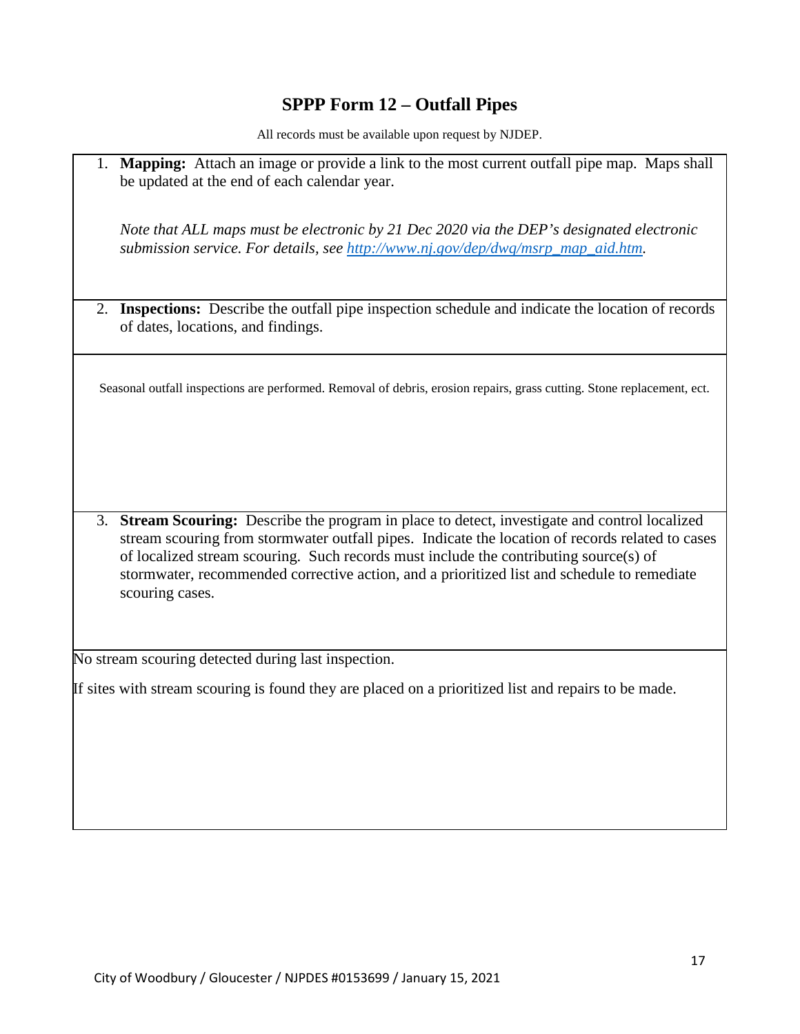# SPPP Form 12 – Outfall Pipes

All records must be available upon request by NJDEP.

1. **Mapping:** Attach an image or provide a link to the most current outfall pipe map. Maps shall be updated at the end of each calendar year.

   *Note that ALL maps must be electronic by 21 Dec 2020 via the DEP's designated electronic submission service. For details, see [http://www.nj.gov/dep/dwq/msrp_map_aid.htm](http://www.nj.gov/dep/dwq/msrp_map_aid.htm).*

2. **Inspections:** Describe the outfall pipe inspection schedule and indicate the location of records of dates, locations, and findings.

Seasonal outfall inspections are performed. Removal of debris, erosion repairs, grass cutting. Stone replacement, ect.

3. **Stream Scouring:** Describe the program in place to detect, investigate and control localized stream scouring from stormwater outfall pipes. Indicate the location of records related to cases of localized stream scouring. Such records must include the contributing source(s) of stormwater, recommended corrective action, and a prioritized list and schedule to remediate scouring cases.

No stream scouring detected during last inspection.

If sites with stream scouring is found they are placed on a prioritized list and repairs to be made.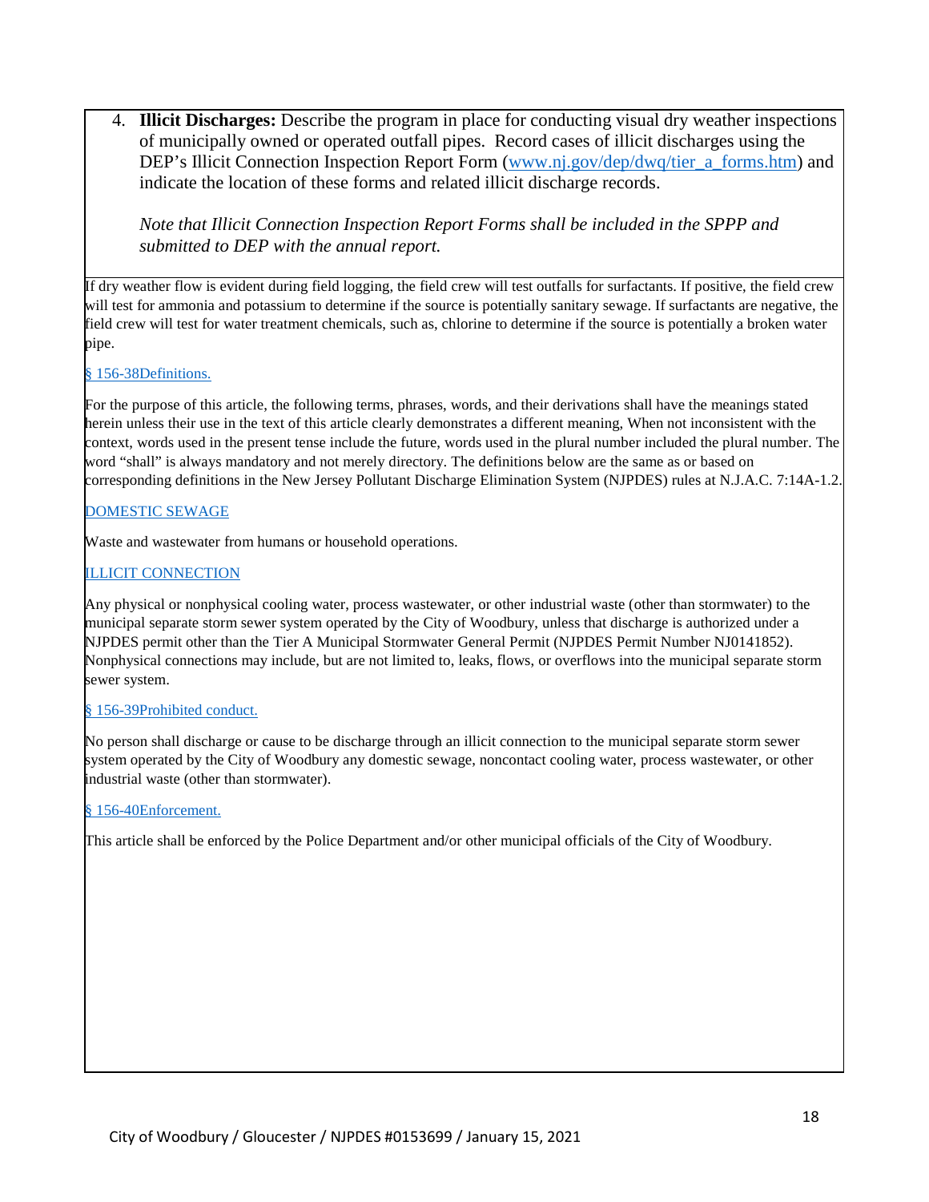4. **Illicit Discharges:** Describe the program in place for conducting visual dry weather inspections of municipally owned or operated outfall pipes. Record cases of illicit discharges using the DEP's Illicit Connection Inspection Report Form (www.nj.gov/dep/dwq/tier_a_forms.htm) and indicate the location of these forms and related illicit discharge records.

   *Note that Illicit Connection Inspection Report Forms shall be included in the SPPP and submitted to DEP with the annual report.*

If dry weather flow is evident during field logging, the field crew will test outfalls for surfactants. If positive, the field crew will test for ammonia and potassium to determine if the source is potentially sanitary sewage. If surfactants are negative, the field crew will test for water treatment chemicals, such as, chlorine to determine if the source is potentially a broken water pipe.

§ 156-38Definitions.

For the purpose of this article, the following terms, phrases, words, and their derivations shall have the meanings stated herein unless their use in the text of this article clearly demonstrates a different meaning, When not inconsistent with the context, words used in the present tense include the future, words used in the plural number included the plural number. The word "shall" is always mandatory and not merely directory. The definitions below are the same as or based on corresponding definitions in the New Jersey Pollutant Discharge Elimination System (NJPDES) rules at N.J.A.C. 7:14A-1.2.

DOMESTIC SEWAGE

Waste and wastewater from humans or household operations.

ILLICIT CONNECTION

Any physical or nonphysical cooling water, process wastewater, or other industrial waste (other than stormwater) to the municipal separate storm sewer system operated by the City of Woodbury, unless that discharge is authorized under a NJPDES permit other than the Tier A Municipal Stormwater General Permit (NJPDES Permit Number NJ0141852). Nonphysical connections may include, but are not limited to, leaks, flows, or overflows into the municipal separate storm sewer system.

§ 156-39Prohibited conduct.

No person shall discharge or cause to be discharge through an illicit connection to the municipal separate storm sewer system operated by the City of Woodbury any domestic sewage, noncontact cooling water, process wastewater, or other industrial waste (other than stormwater).

§ 156-40Enforcement.

This article shall be enforced by the Police Department and/or other municipal officials of the City of Woodbury.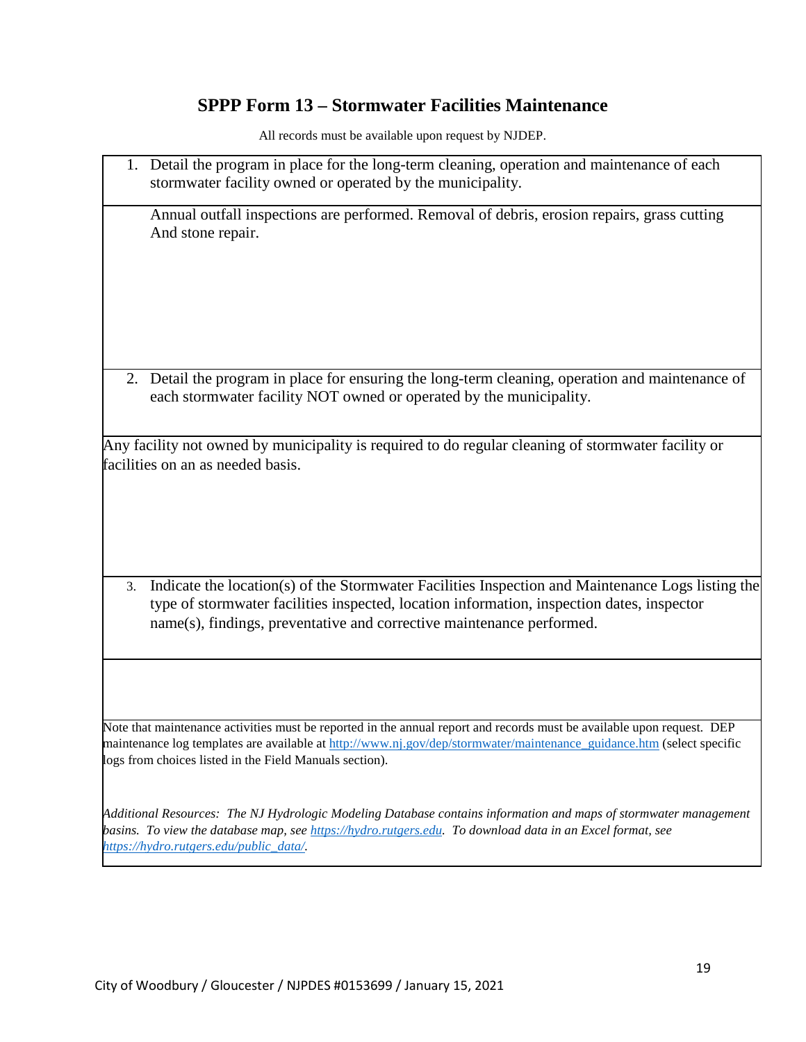# SPPP Form 13 – Stormwater Facilities Maintenance

All records must be available upon request by NJDEP.

1. Detail the program in place for the long-term cleaning, operation and maintenance of each stormwater facility owned or operated by the municipality.

Annual outfall inspections are performed. Removal of debris, erosion repairs, grass cutting And stone repair.

2. Detail the program in place for ensuring the long-term cleaning, operation and maintenance of each stormwater facility NOT owned or operated by the municipality.

Any facility not owned by municipality is required to do regular cleaning of stormwater facility or facilities on an as needed basis.

3. Indicate the location(s) of the Stormwater Facilities Inspection and Maintenance Logs listing the type of stormwater facilities inspected, location information, inspection dates, inspector name(s), findings, preventative and corrective maintenance performed.

Note that maintenance activities must be reported in the annual report and records must be available upon request. DEP maintenance log templates are available at http://www.nj.gov/dep/stormwater/maintenance_guidance.htm (select specific logs from choices listed in the Field Manuals section).

*Additional Resources: The NJ Hydrologic Modeling Database contains information and maps of stormwater management basins. To view the database map, see https://hydro.rutgers.edu. To download data in an Excel format, see https://hydro.rutgers.edu/public_data/.*

City of Woodbury / Gloucester / NJPDES #0153699 / January 15, 2021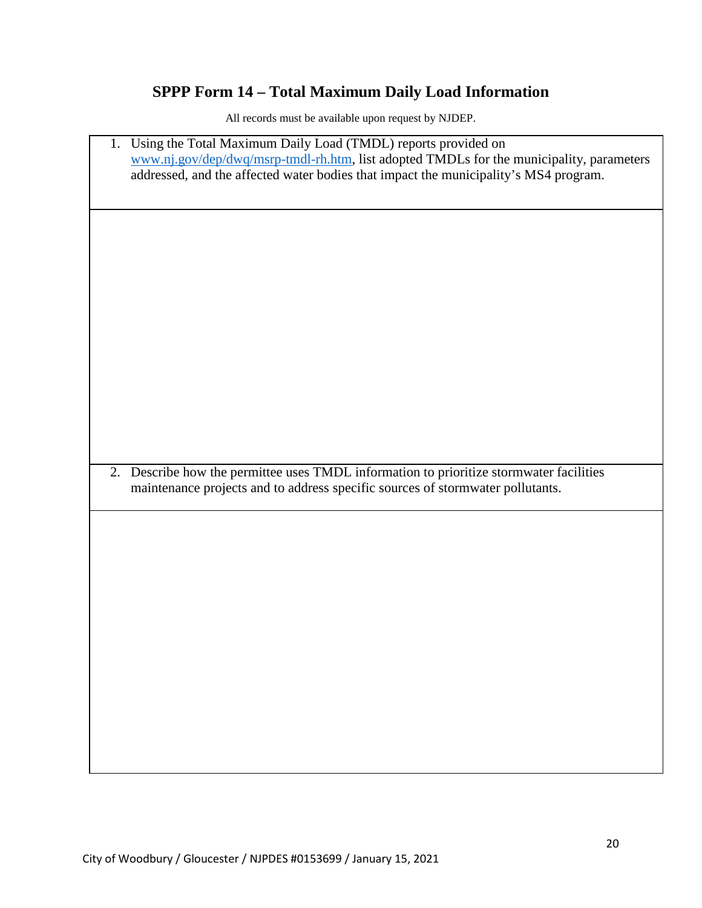# SPPP Form 14 – Total Maximum Daily Load Information

All records must be available upon request by NJDEP.

| |
|---|
| 1. Using the Total Maximum Daily Load (TMDL) reports provided on [www.nj.gov/dep/dwq/msrp-tmdl-rh.htm](www.nj.gov/dep/dwq/msrp-tmdl-rh.htm), list adopted TMDLs for the municipality, parameters addressed, and the affected water bodies that impact the municipality's MS4 program. |
| |
| 2. Describe how the permittee uses TMDL information to prioritize stormwater facilities maintenance projects and to address specific sources of stormwater pollutants. |
| |

City of Woodbury / Gloucester / NJPDES #0153699 / January 15, 2021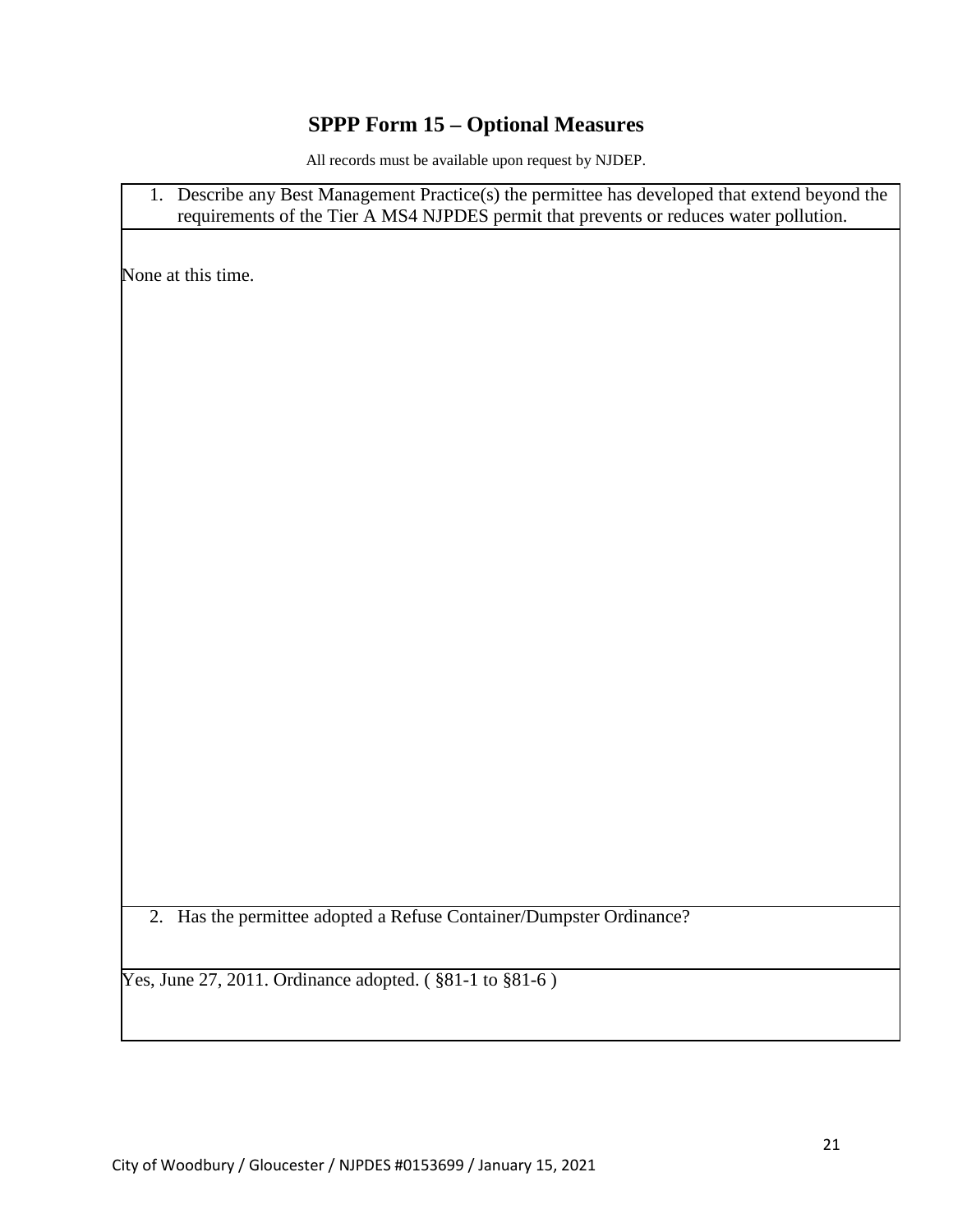# SPPP Form 15 – Optional Measures

All records must be available upon request by NJDEP.

1. Describe any Best Management Practice(s) the permittee has developed that extend beyond the requirements of the Tier A MS4 NJPDES permit that prevents or reduces water pollution.

None at this time.

2. Has the permittee adopted a Refuse Container/Dumpster Ordinance?

Yes, June 27, 2011. Ordinance adopted. ( §81-1 to §81-6 )